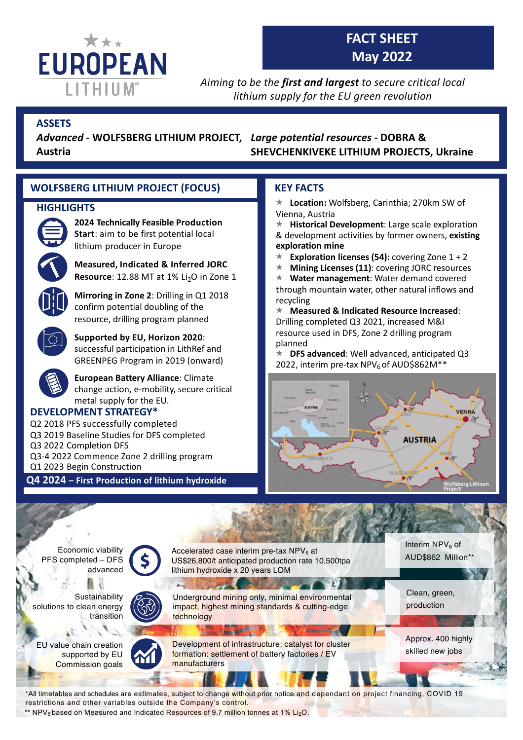# EUROPEAN LITHIUM

## FACT SHEET May 2022

*Aiming to be the* ***first and largest*** *to secure critical local lithium supply for the EU green revolution*

## ASSETS

***Advanced*** **- WOLFSBERG LITHIUM PROJECT, Austria**

***Large potential resources*** **- DOBRA & SHEVCHENKIVEKE LITHIUM PROJECTS, Ukraine**

## WOLFSBERG LITHIUM PROJECT (FOCUS)

### HIGHLIGHTS

**2024 Technically Feasible Production Start**: aim to be first potential local lithium producer in Europe

**Measured, Indicated & Inferred JORC Resource**: 12.88 MT at 1% $Li_2O$ in Zone 1

**Mirroring in Zone 2**: Drilling in Q1 2018 confirm potential doubling of the resource, drilling program planned

**Supported by EU, Horizon 2020**: successful participation in LithRef and GREENPEG Program in 2019 (onward)

**European Battery Alliance**: Climate change action, e-mobility, secure critical metal supply for the EU.

### DEVELOPMENT STRATEGY*

Q2 2018 PFS successfully completed
Q3 2019 Baseline Studies for DFS completed
Q3 2022 Completion DFS
Q3-4 2022 Commence Zone 2 drilling program
Q1 2023 Begin Construction

**Q4 2024 – First Production of lithium hydroxide**

## KEY FACTS

- **Location:** Wolfsberg, Carinthia; 270km SW of Vienna, Austria
- **Historical Development**: Large scale exploration & development activities by former owners, **existing exploration mine**
- **Exploration licenses (54):** covering Zone 1 + 2
- **Mining Licenses (11)**: covering JORC resources
- **Water management**: Water demand covered through mountain water, other natural inflows and recycling
- **Measured & Indicated Resource Increased**: Drilling completed Q3 2021, increased M&I resource used in DFS, Zone 2 drilling program planned
- **DFS advanced**: Well advanced, anticipated Q3 2022, interim pre-tax $NPV_6$ of AUD$862M**

Economic viability PFS completed – DFS advanced

Accelerated case interim pre-tax $NPV_6$ at US$26,800/t anticipated production rate 10,500tpa lithium hydroxide x 20 years LOM

Interim $NPV_6$ of AUD$862 Million**

Sustainability solutions to clean energy transition

Underground mining only, minimal environmental impact, highest mining standards & cutting-edge technology

Clean, green, production

EU value chain creation supported by EU Commission goals

Development of infrastructure; catalyst for cluster formation: settlement of battery factories / EV manufacturers

Approx. 400 highly skilled new jobs

*All timetables and schedules are estimates, subject to change without prior notice and dependant on project financing, COVID 19 restrictions and other variables outside the Company's control.

** $NPV_6$ based on Measured and Indicated Resources of 9.7 million tonnes at 1% $Li_2O$.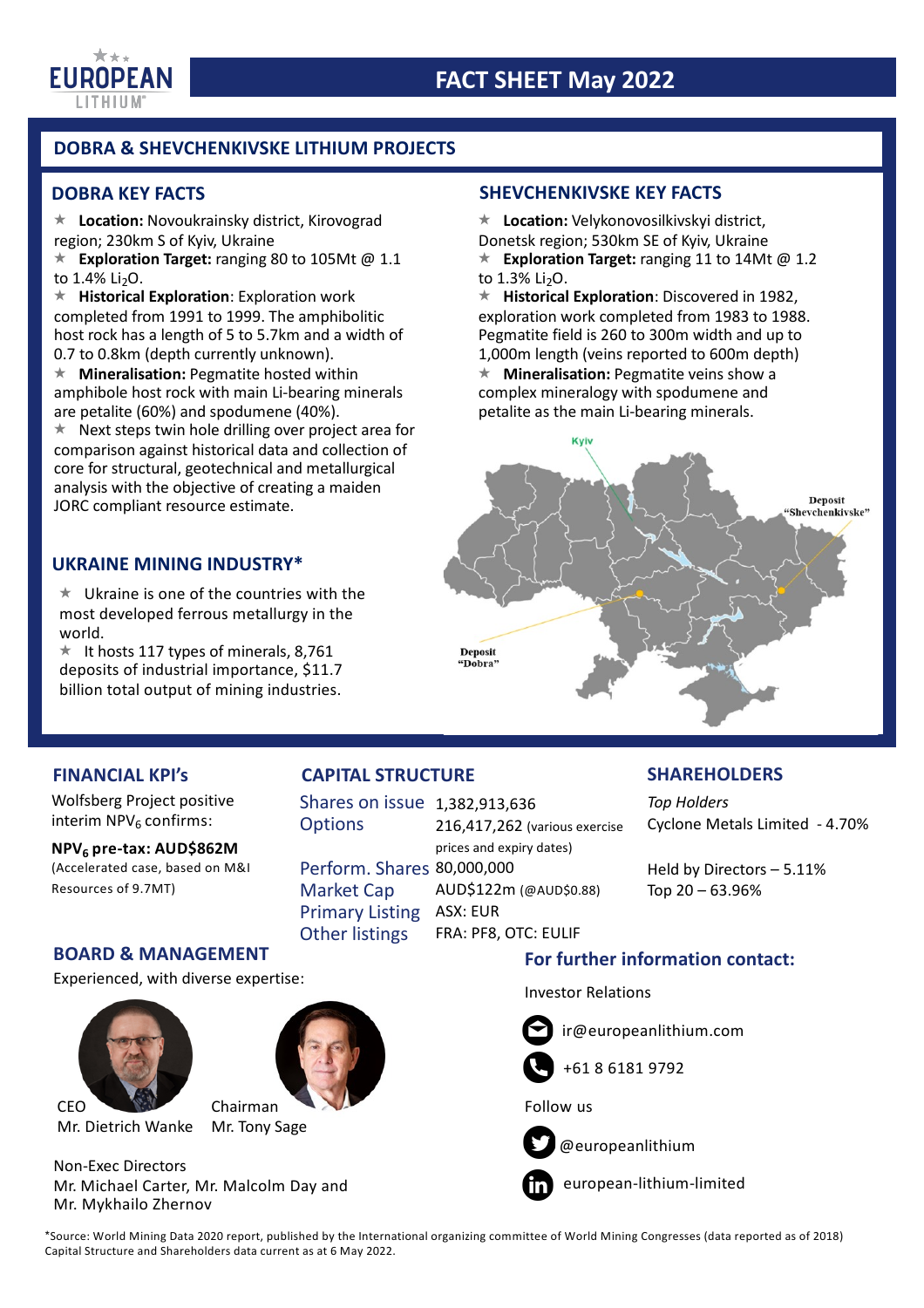# FACT SHEET May 2022

## DOBRA & SHEVCHENKIVSKE LITHIUM PROJECTS

### DOBRA KEY FACTS

★ **Location:** Novoukrainsky district, Kirovograd region; 230km S of Kyiv, Ukraine
★ **Exploration Target:** ranging 80 to 105Mt @ 1.1 to 1.4% $Li_2O$.
★ **Historical Exploration**: Exploration work completed from 1991 to 1999. The amphibolitic host rock has a length of 5 to 5.7km and a width of 0.7 to 0.8km (depth currently unknown).
★ **Mineralisation:** Pegmatite hosted within amphibole host rock with main Li-bearing minerals are petalite (60%) and spodumene (40%).
★ Next steps twin hole drilling over project area for comparison against historical data and collection of core for structural, geotechnical and metallurgical analysis with the objective of creating a maiden JORC compliant resource estimate.

### SHEVCHENKIVSKE KEY FACTS

★ **Location:** Velykonovosilkivskyi district, Donetsk region; 530km SE of Kyiv, Ukraine
★ **Exploration Target:** ranging 11 to 14Mt @ 1.2 to 1.3% $Li_2O$.
★ **Historical Exploration**: Discovered in 1982, exploration work completed from 1983 to 1988. Pegmatite field is 260 to 300m width and up to 1,000m length (veins reported to 600m depth)
★ **Mineralisation:** Pegmatite veins show a complex mineralogy with spodumene and petalite as the main Li-bearing minerals.

Kyiv
Deposit "Shevchenkivske"
Deposit "Dobra"

### UKRAINE MINING INDUSTRY*

★ Ukraine is one of the countries with the most developed ferrous metallurgy in the world.
★ It hosts 117 types of minerals, 8,761 deposits of industrial importance, $11.7 billion total output of mining industries.

### FINANCIAL KPI's

Wolfsberg Project positive interim $NPV_6$ confirms:

**$NPV_6$ pre-tax: AUD$862M**
(Accelerated case, based on M&I Resources of 9.7MT)

### CAPITAL STRUCTURE

| | |
|---|---|
| Shares on issue | 1,382,913,636 |
| Options | 216,417,262 (various exercise prices and expiry dates) |
| Perform. Shares | 80,000,000 |
| Market Cap | AUD$122m (@AUD$0.88) |
| Primary Listing | ASX: EUR |
| Other listings | FRA: PF8, OTC: EULIF |

### SHAREHOLDERS

*Top Holders*
Cyclone Metals Limited - 4.70%

Held by Directors – 5.11%
Top 20 – 63.96%

### BOARD & MANAGEMENT

Experienced, with diverse expertise:

CEO
Mr. Dietrich Wanke

Chairman
Mr. Tony Sage

Non-Exec Directors
Mr. Michael Carter, Mr. Malcolm Day and Mr. Mykhailo Zhernov

### For further information contact:

Investor Relations

ir@europeanlithium.com

+61 8 6181 9792

Follow us

@europeanlithium

european-lithium-limited

*Source: World Mining Data 2020 report, published by the International organizing committee of World Mining Congresses (data reported as of 2018)
Capital Structure and Shareholders data current as at 6 May 2022.